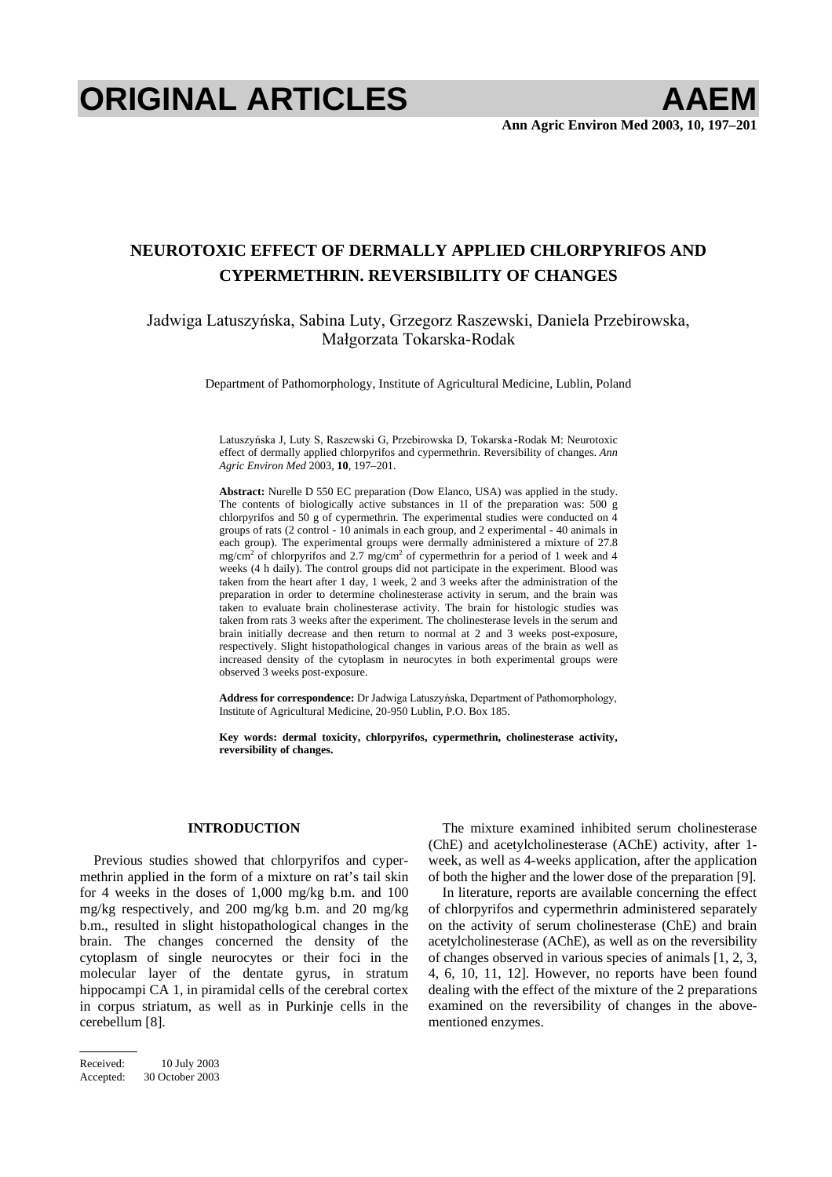# NEUROTOXIC EFFECT OF DERMALLY APPLIED CHLORPYRIFOS AND CYPERMETHRIN. REVERSIBILITY OF CHANGES

Jadwiga Latuszyńska, Sabina Luty, Grzegorz Raszewski, Daniela Przebirowska, Małgorzata Tokarska-Rodak

Department of Pathomorphology, Institute of Agricultural Medicine, Lublin, Poland

Latuszyńska J, Luty S, Raszewski G, Przebirowska D, Tokarska-Rodak M: Neurotoxic effect of dermally applied chlorpyrifos and cypermethrin. Reversibility of changes. *Ann Agric Environ Med* 2003, **10**, 197–201.

**Abstract:** Nurelle D 550 EC preparation (Dow Elanco, USA) was applied in the study. The contents of biologically active substances in 1l of the preparation was: 500 g chlorpyrifos and 50 g of cypermethrin. The experimental studies were conducted on 4 groups of rats (2 control - 10 animals in each group, and 2 experimental - 40 animals in each group). The experimental groups were dermally administered a mixture of 27.8 mg/cm$^2$ of chlorpyrifos and 2.7 mg/cm$^2$ of cypermethrin for a period of 1 week and 4 weeks (4 h daily). The control groups did not participate in the experiment. Blood was taken from the heart after 1 day, 1 week, 2 and 3 weeks after the administration of the preparation in order to determine cholinesterase activity in serum, and the brain was taken to evaluate brain cholinesterase activity. The brain for histologic studies was taken from rats 3 weeks after the experiment. The cholinesterase levels in the serum and brain initially decrease and then return to normal at 2 and 3 weeks post-exposure, respectively. Slight histopathological changes in various areas of the brain as well as increased density of the cytoplasm in neurocytes in both experimental groups were observed 3 weeks post-exposure.

**Address for correspondence:** Dr Jadwiga Latuszyńska, Department of Pathomorphology, Institute of Agricultural Medicine, 20-950 Lublin, P.O. Box 185.

**Key words: dermal toxicity, chlorpyrifos, cypermethrin, cholinesterase activity, reversibility of changes.**

## INTRODUCTION

Previous studies showed that chlorpyrifos and cypermethrin applied in the form of a mixture on rat's tail skin for 4 weeks in the doses of 1,000 mg/kg b.m. and 100 mg/kg respectively, and 200 mg/kg b.m. and 20 mg/kg b.m., resulted in slight histopathological changes in the brain. The changes concerned the density of the cytoplasm of single neurocytes or their foci in the molecular layer of the dentate gyrus, in stratum hippocampi CA 1, in piramidal cells of the cerebral cortex in corpus striatum, as well as in Purkinje cells in the cerebellum [8].

The mixture examined inhibited serum cholinesterase (ChE) and acetylcholinesterase (AChE) activity, after 1-week, as well as 4-weeks application, after the application of both the higher and the lower dose of the preparation [9].

In literature, reports are available concerning the effect of chlorpyrifos and cypermethrin administered separately on the activity of serum cholinesterase (ChE) and brain acetylcholinesterase (AChE), as well as on the reversibility of changes observed in various species of animals [1, 2, 3, 4, 6, 10, 11, 12]. However, no reports have been found dealing with the effect of the mixture of the 2 preparations examined on the reversibility of changes in the above-mentioned enzymes.

Received: 10 July 2003
Accepted: 30 October 2003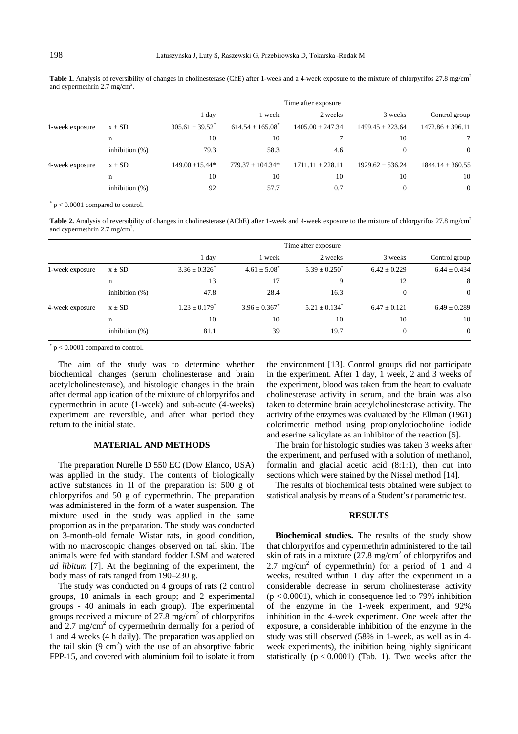**Table 1.** Analysis of reversibility of changes in cholinesterase (ChE) after 1-week and a 4-week exposure to the mixture of chlorpyrifos 27.8 mg/cm$^2$ and cypermethrin 2.7 mg/cm$^2$.

| | | Time after exposure | | | | |
|---|---|---|---|---|---|---|
| | | 1 day | 1 week | 2 weeks | 3 weeks | Control group |
| 1-week exposure | x ± SD | 305.61 ± 39.52* | 614.54 ± 165.08* | 1405.00 ± 247.34 | 1499.45 ± 223.64 | 1472.86 ± 396.11 |
| | n | 10 | 10 | 7 | 10 | 7 |
| | inhibition (%) | 79.3 | 58.3 | 4.6 | 0 | 0 |
| 4-week exposure | x ± SD | 149.00 ±15.44* | 779.37 ± 104.34* | 1711.11 ± 228.11 | 1929.62 ± 536.24 | 1844.14 ± 360.55 |
| | n | 10 | 10 | 10 | 10 | 10 |
| | inhibition (%) | 92 | 57.7 | 0.7 | 0 | 0 |

* $p < 0.0001$ compared to control.

**Table 2.** Analysis of reversibility of changes in cholinesterase (AChE) after 1-week and 4-week exposure to the mixture of chlorpyrifos 27.8 mg/cm$^2$ and cypermethrin 2.7 mg/cm$^2$.

| | | Time after exposure | | | | |
|---|---|---|---|---|---|---|
| | | 1 day | 1 week | 2 weeks | 3 weeks | Control group |
| 1-week exposure | x ± SD | 3.36 ± 0.326* | 4.61 ± 5.08* | 5.39 ± 0.250* | 6.42 ± 0.229 | 6.44 ± 0.434 |
| | n | 13 | 17 | 9 | 12 | 8 |
| | inhibition (%) | 47.8 | 28.4 | 16.3 | 0 | 0 |
| 4-week exposure | x ± SD | 1.23 ± 0.179* | 3.96 ± 0.367* | 5.21 ± 0.134* | 6.47 ± 0.121 | 6.49 ± 0.289 |
| | n | 10 | 10 | 10 | 10 | 10 |
| | inhibition (%) | 81.1 | 39 | 19.7 | 0 | 0 |

* $p < 0.0001$ compared to control.

The aim of the study was to determine whether biochemical changes (serum cholinesterase and brain acetylcholinesterase), and histologic changes in the brain after dermal application of the mixture of chlorpyrifos and cypermethrin in acute (1-week) and sub-acute (4-weeks) experiment are reversible, and after what period they return to the initial state.

## MATERIAL AND METHODS

The preparation Nurelle D 550 EC (Dow Elanco, USA) was applied in the study. The contents of biologically active substances in 1l of the preparation is: 500 g of chlorpyrifos and 50 g of cypermethrin. The preparation was administered in the form of a water suspension. The mixture used in the study was applied in the same proportion as in the preparation. The study was conducted on 3-month-old female Wistar rats, in good condition, with no macroscopic changes observed on tail skin. The animals were fed with standard fodder LSM and watered *ad libitum* [7]. At the beginning of the experiment, the body mass of rats ranged from 190–230 g.

The study was conducted on 4 groups of rats (2 control groups, 10 animals in each group; and 2 experimental groups - 40 animals in each group). The experimental groups received a mixture of 27.8 mg/cm$^2$ of chlorpyrifos and 2.7 mg/cm$^2$ of cypermethrin dermally for a period of 1 and 4 weeks (4 h daily). The preparation was applied on the tail skin (9 cm$^2$) with the use of an absorptive fabric FPP-15, and covered with aluminium foil to isolate it from the environment [13]. Control groups did not participate in the experiment. After 1 day, 1 week, 2 and 3 weeks of the experiment, blood was taken from the heart to evaluate cholinesterase activity in serum, and the brain was also taken to determine brain acetylcholinesterase activity. The activity of the enzymes was evaluated by the Ellman (1961) colorimetric method using propionylotiocholine iodide and eserine salicylate as an inhibitor of the reaction [5].

The brain for histologic studies was taken 3 weeks after the experiment, and perfused with a solution of methanol, formalin and glacial acetic acid (8:1:1), then cut into sections which were stained by the Nissel method [14].

The results of biochemical tests obtained were subject to statistical analysis by means of a Student's *t* parametric test.

## RESULTS

**Biochemical studies.** The results of the study show that chlorpyrifos and cypermethrin administered to the tail skin of rats in a mixture (27.8 mg/cm$^2$ of chlorpyrifos and 2.7 mg/cm$^2$ of cypermethrin) for a period of 1 and 4 weeks, resulted within 1 day after the experiment in a considerable decrease in serum cholinesterase activity ($p < 0.0001$), which in consequence led to 79% inhibition of the enzyme in the 1-week experiment, and 92% inhibition in the 4-week experiment. One week after the exposure, a considerable inhibition of the enzyme in the study was still observed (58% in 1-week, as well as in 4-week experiments), the inibition being highly significant statistically ($p < 0.0001$) (Tab. 1). Two weeks after the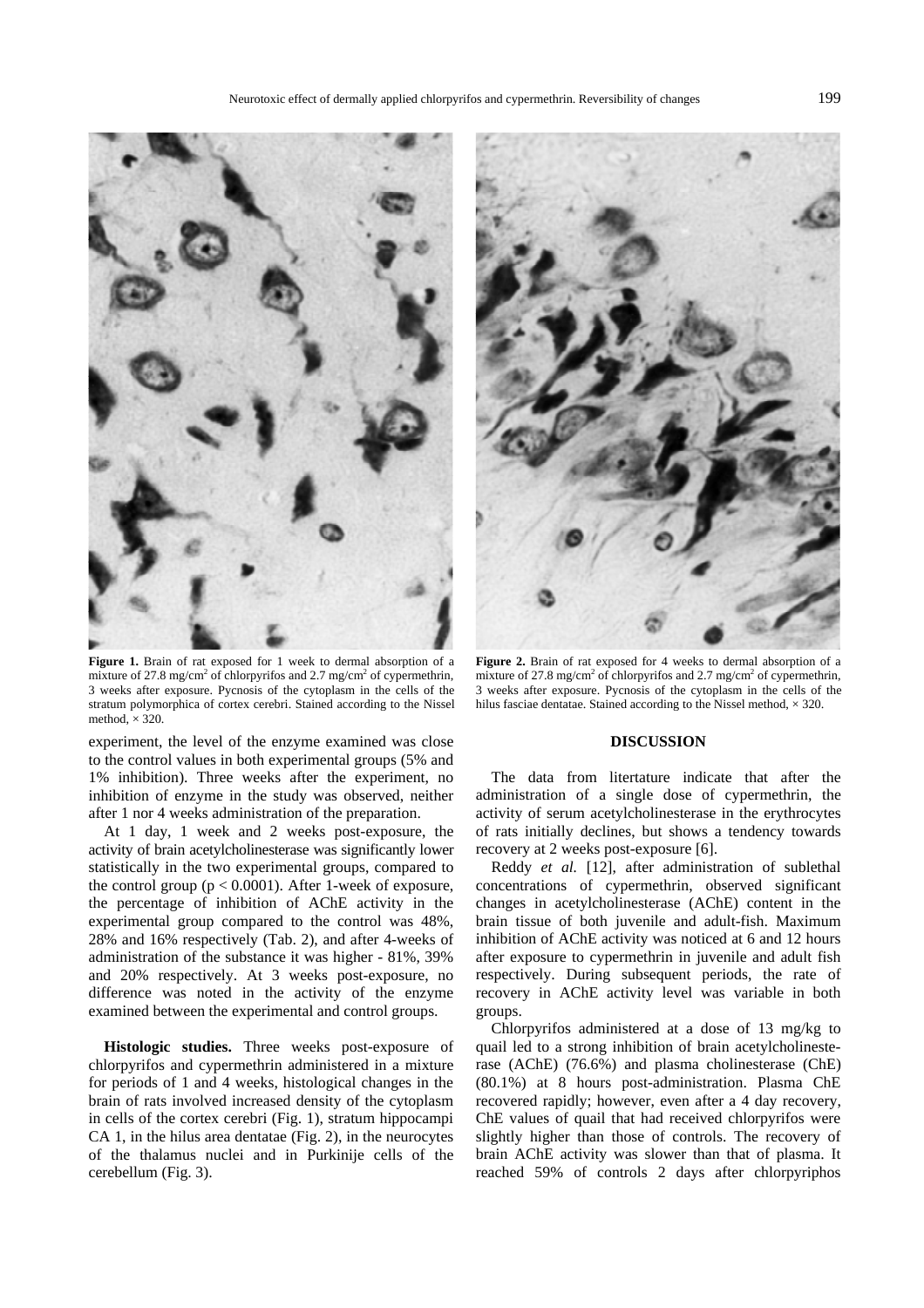**Figure 1.** Brain of rat exposed for 1 week to dermal absorption of a mixture of 27.8 mg/cm$^2$ of chlorpyrifos and 2.7 mg/cm$^2$ of cypermethrin, 3 weeks after exposure. Pycnosis of the cytoplasm in the cells of the stratum polymorphica of cortex cerebri. Stained according to the Nissel method, × 320.

**Figure 2.** Brain of rat exposed for 4 weeks to dermal absorption of a mixture of 27.8 mg/cm$^2$ of chlorpyrifos and 2.7 mg/cm$^2$ of cypermethrin, 3 weeks after exposure. Pycnosis of the cytoplasm in the cells of the hilus fasciae dentatae. Stained according to the Nissel method, × 320.

experiment, the level of the enzyme examined was close to the control values in both experimental groups (5% and 1% inhibition). Three weeks after the experiment, no inhibition of enzyme in the study was observed, neither after 1 nor 4 weeks administration of the preparation.

At 1 day, 1 week and 2 weeks post-exposure, the activity of brain acetylcholinesterase was significantly lower statistically in the two experimental groups, compared to the control group ($p < 0.0001$). After 1-week of exposure, the percentage of inhibition of AChE activity in the experimental group compared to the control was 48%, 28% and 16% respectively (Tab. 2), and after 4-weeks of administration of the substance it was higher - 81%, 39% and 20% respectively. At 3 weeks post-exposure, no difference was noted in the activity of the enzyme examined between the experimental and control groups.

**Histologic studies.** Three weeks post-exposure of chlorpyrifos and cypermethrin administered in a mixture for periods of 1 and 4 weeks, histological changes in the brain of rats involved increased density of the cytoplasm in cells of the cortex cerebri (Fig. 1), stratum hippocampi CA 1, in the hilus area dentatae (Fig. 2), in the neurocytes of the thalamus nuclei and in Purkinije cells of the cerebellum (Fig. 3).

## DISCUSSION

The data from litertature indicate that after the administration of a single dose of cypermethrin, the activity of serum acetylcholinesterase in the erythrocytes of rats initially declines, but shows a tendency towards recovery at 2 weeks post-exposure [6].

Reddy *et al.* [12], after administration of sublethal concentrations of cypermethrin, observed significant changes in acetylcholinesterase (AChE) content in the brain tissue of both juvenile and adult-fish. Maximum inhibition of AChE activity was noticed at 6 and 12 hours after exposure to cypermethrin in juvenile and adult fish respectively. During subsequent periods, the rate of recovery in AChE activity level was variable in both groups.

Chlorpyrifos administered at a dose of 13 mg/kg to quail led to a strong inhibition of brain acetylcholinesterase (AChE) (76.6%) and plasma cholinesterase (ChE) (80.1%) at 8 hours post-administration. Plasma ChE recovered rapidly; however, even after a 4 day recovery, ChE values of quail that had received chlorpyrifos were slightly higher than those of controls. The recovery of brain AChE activity was slower than that of plasma. It reached 59% of controls 2 days after chlorpyriphos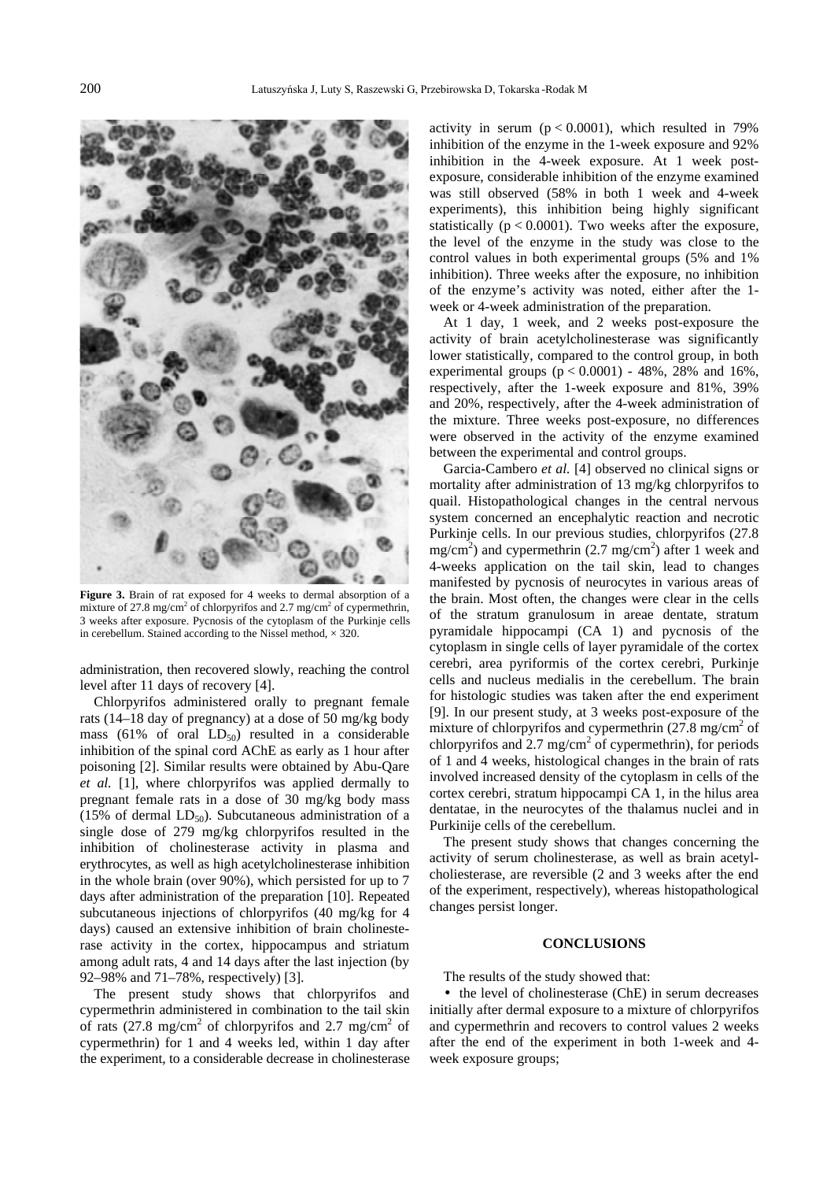**Figure 3.** Brain of rat exposed for 4 weeks to dermal absorption of a mixture of 27.8 mg/cm$^2$ of chlorpyrifos and 2.7 mg/cm$^2$ of cypermethrin, 3 weeks after exposure. Pycnosis of the cytoplasm of the Purkinje cells in cerebellum. Stained according to the Nissel method, × 320.

administration, then recovered slowly, reaching the control level after 11 days of recovery [4].

Chlorpyrifos administered orally to pregnant female rats (14–18 day of pregnancy) at a dose of 50 mg/kg body mass (61% of oral $LD_{50}$) resulted in a considerable inhibition of the spinal cord AChE as early as 1 hour after poisoning [2]. Similar results were obtained by Abu-Qare *et al.* [1], where chlorpyrifos was applied dermally to pregnant female rats in a dose of 30 mg/kg body mass (15% of dermal $LD_{50}$). Subcutaneous administration of a single dose of 279 mg/kg chlorpyrifos resulted in the inhibition of cholinesterase activity in plasma and erythrocytes, as well as high acetylcholinesterase inhibition in the whole brain (over 90%), which persisted for up to 7 days after administration of the preparation [10]. Repeated subcutaneous injections of chlorpyrifos (40 mg/kg for 4 days) caused an extensive inhibition of brain cholinesterase activity in the cortex, hippocampus and striatum among adult rats, 4 and 14 days after the last injection (by 92–98% and 71–78%, respectively) [3].

The present study shows that chlorpyrifos and cypermethrin administered in combination to the tail skin of rats (27.8 mg/cm$^2$ of chlorpyrifos and 2.7 mg/cm$^2$ of cypermethrin) for 1 and 4 weeks led, within 1 day after the experiment, to a considerable decrease in cholinesterase activity in serum ($p < 0.0001$), which resulted in 79% inhibition of the enzyme in the 1-week exposure and 92% inhibition in the 4-week exposure. At 1 week post-exposure, considerable inhibition of the enzyme examined was still observed (58% in both 1 week and 4-week experiments), this inhibition being highly significant statistically ($p < 0.0001$). Two weeks after the exposure, the level of the enzyme in the study was close to the control values in both experimental groups (5% and 1% inhibition). Three weeks after the exposure, no inhibition of the enzyme's activity was noted, either after the 1-week or 4-week administration of the preparation.

At 1 day, 1 week, and 2 weeks post-exposure the activity of brain acetylcholinesterase was significantly lower statistically, compared to the control group, in both experimental groups ($p < 0.0001$) - 48%, 28% and 16%, respectively, after the 1-week exposure and 81%, 39% and 20%, respectively, after the 4-week administration of the mixture. Three weeks post-exposure, no differences were observed in the activity of the enzyme examined between the experimental and control groups.

Garcia-Cambero *et al.* [4] observed no clinical signs or mortality after administration of 13 mg/kg chlorpyrifos to quail. Histopathological changes in the central nervous system concerned an encephalytic reaction and necrotic Purkinje cells. In our previous studies, chlorpyrifos (27.8 mg/cm$^2$) and cypermethrin (2.7 mg/cm$^2$) after 1 week and 4-weeks application on the tail skin, lead to changes manifested by pycnosis of neurocytes in various areas of the brain. Most often, the changes were clear in the cells of the stratum granulosum in areae dentate, stratum pyramidale hippocampi (CA 1) and pycnosis of the cytoplasm in single cells of layer pyramidale of the cortex cerebri, area pyriformis of the cortex cerebri, Purkinje cells and nucleus medialis in the cerebellum. The brain for histologic studies was taken after the end experiment [9]. In our present study, at 3 weeks post-exposure of the mixture of chlorpyrifos and cypermethrin (27.8 mg/cm$^2$ of chlorpyrifos and 2.7 mg/cm$^2$ of cypermethrin), for periods of 1 and 4 weeks, histological changes in the brain of rats involved increased density of the cytoplasm in cells of the cortex cerebri, stratum hippocampi CA 1, in the hilus area dentatae, in the neurocytes of the thalamus nuclei and in Purkinje cells of the cerebellum.

The present study shows that changes concerning the activity of serum cholinesterase, as well as brain acetylcholiesterase, are reversible (2 and 3 weeks after the end of the experiment, respectively), whereas histopathological changes persist longer.

## CONCLUSIONS

The results of the study showed that:

- the level of cholinesterase (ChE) in serum decreases initially after dermal exposure to a mixture of chlorpyrifos and cypermethrin and recovers to control values 2 weeks after the end of the experiment in both 1-week and 4-week exposure groups;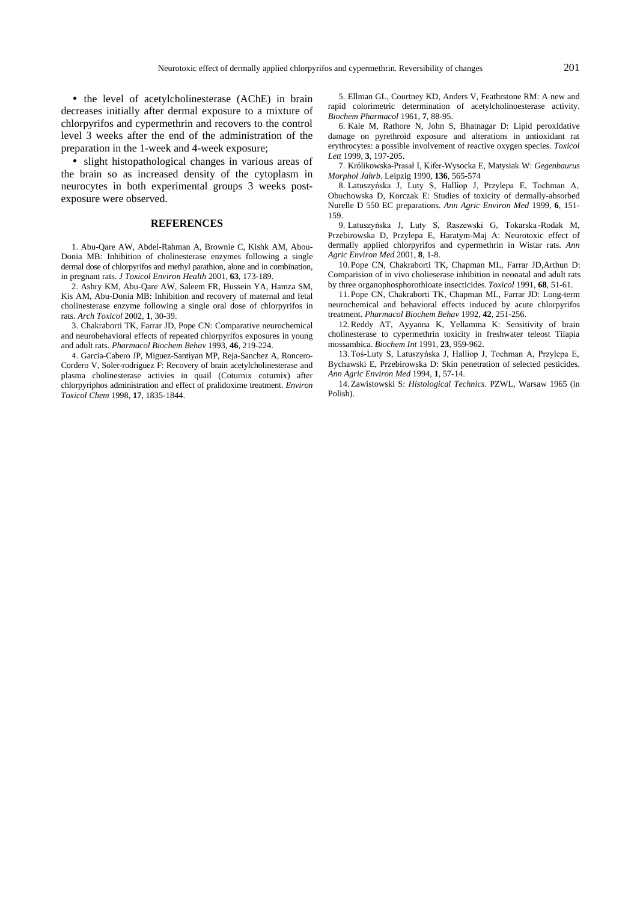- the level of acetylcholinesterase (AChE) in brain decreases initially after dermal exposure to a mixture of chlorpyrifos and cypermethrin and recovers to the control level 3 weeks after the end of the administration of the preparation in the 1-week and 4-week exposure;
- slight histopathological changes in various areas of the brain so as increased density of the cytoplasm in neurocytes in both experimental groups 3 weeks post-exposure were observed.

## REFERENCES

1. Abu-Qare AW, Abdel-Rahman A, Brownie C, Kishk AM, Abou-Donia MB: Inhibition of cholinesterase enzymes following a single dermal dose of chlorpyrifos and methyl parathion, alone and in combination, in pregnant rats. *J Toxicol Environ Health* 2001, **63**, 173-189.

2. Ashry KM, Abu-Qare AW, Saleem FR, Hussein YA, Hamza SM, Kis AM, Abu-Donia MB: Inhibition and recovery of maternal and fetal cholinesterase enzyme following a single oral dose of chlorpyrifos in rats. *Arch Toxicol* 2002, **1**, 30-39.

3. Chakraborti TK, Farrar JD, Pope CN: Comparative neurochemical and neurobehavioral effects of repeated chlorpyrifos exposures in young and adult rats. *Pharmacol Biochem Behav* 1993, **46**, 219-224.

4. Garcia-Cabero JP, Miguez-Santiyan MP, Reja-Sanchez A, Roncero-Cordero V, Soler-rodriguez F: Recovery of brain acetylcholinesterase and plasma cholinesterase activies in quail (Coturnix coturnix) after chlorpyriphos administration and effect of pralidoxime treatment. *Environ Toxicol Chem* 1998, **17**, 1835-1844.

5. Ellman GL, Courtney KD, Anders V, Feathrstone RM: A new and rapid colorimetric determination of acetylcholinoesterase activity. *Biochem Pharmacol* 1961, **7**, 88-95.

6. Kale M, Rathore N, John S, Bhatnagar D: Lipid peroxidative damage on pyrethroid exposure and alterations in antioxidant rat erythrocytes: a possible involvement of reactive oxygen species. *Toxicol Lett* 1999, **3**, 197-205.

7. Królikowska-Prasał I, Kifer-Wysocka E, Matysiak W: *Gegenbaurus Morphol Jahrb*. Leipzig 1990, **136**, 565-574

8. Latuszyńska J, Luty S, Halliop J, Przylepa E, Tochman A, Obuchowska D, Korczak E: Studies of toxicity of dermally-absorbed Nurelle D 550 EC preparations. *Ann Agric Environ Med* 1999, **6**, 151-159.

9. Latuszyńska J, Luty S, Raszewski G, Tokarska-Rodak M, Przebirowska D, Przylepa E, Haratym-Maj A: Neurotoxic effect of dermally applied chlorpyrifos and cypermethrin in Wistar rats. *Ann Agric Environ Med* 2001, **8**, 1-8.

10. Pope CN, Chakraborti TK, Chapman ML, Farrar JD,Arthun D: Comparision of in vivo cholieserase inhibition in neonatal and adult rats by three organophosphorothioate insecticides. *Toxicol* 1991, **68**, 51-61.

11. Pope CN, Chakraborti TK, Chapman ML, Farrar JD: Long-term neurochemical and behavioral effects induced by acute chlorpyrifos treatment. *Pharmacol Biochem Behav* 1992, **42**, 251-256.

12. Reddy AT, Ayyanna K, Yellamma K: Sensitivity of brain cholinesterase to cypermethrin toxicity in freshwater teleost Tilapia mossambica. *Biochem Int* 1991, **23**, 959-962.

13. Toś-Luty S, Latuszyńska J, Halliop J, Tochman A, Przylepa E, Bychawski E, Przebirowska D: Skin penetration of selected pesticides. *Ann Agric Environ Med* 1994, **1**, 57-14.

14. Zawistowski S: *Histological Technics*. PZWL, Warsaw 1965 (in Polish).